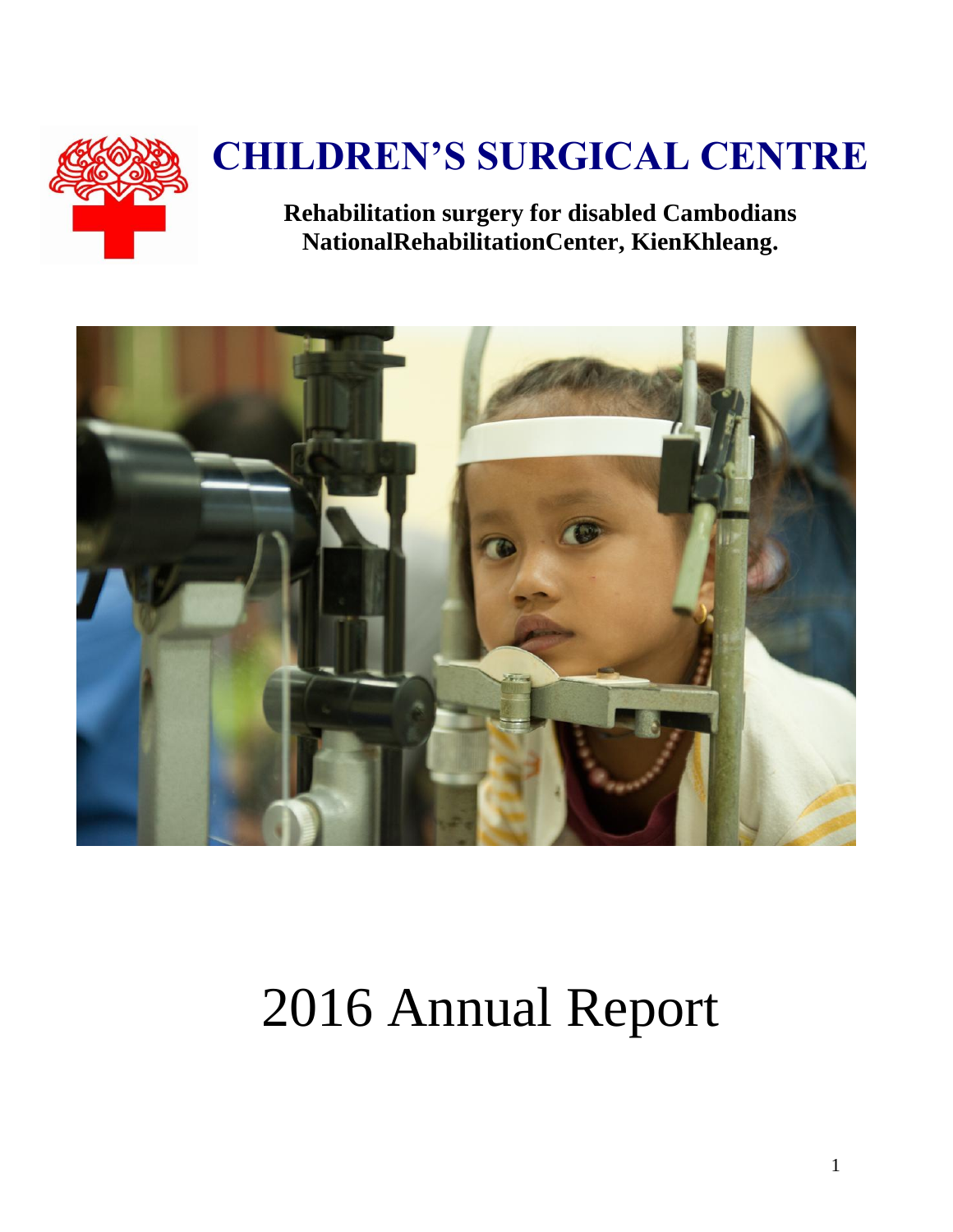# CHILDREN'S SURGICAL CENTRE

**Rehabilitation surgery for disabled Cambodians**
**NationalRehabilitationCenter, KienKhleang.**

# 2016 Annual Report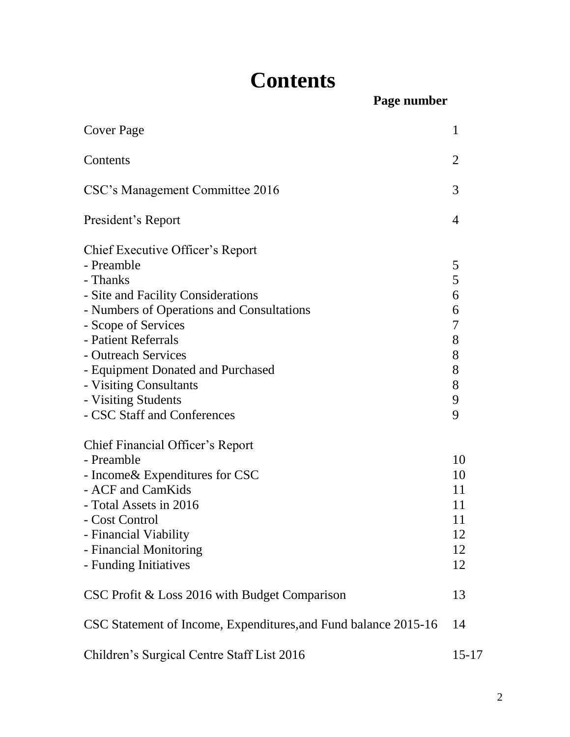# Contents

| | Page number |
|---|---|
| Cover Page | 1 |
| Contents | 2 |
| CSC's Management Committee 2016 | 3 |
| President's Report | 4 |
| Chief Executive Officer's Report | |
| - Preamble | 5 |
| - Thanks | 5 |
| - Site and Facility Considerations | 6 |
| - Numbers of Operations and Consultations | 6 |
| - Scope of Services | 7 |
| - Patient Referrals | 8 |
| - Outreach Services | 8 |
| - Equipment Donated and Purchased | 8 |
| - Visiting Consultants | 8 |
| - Visiting Students | 9 |
| - CSC Staff and Conferences | 9 |
| Chief Financial Officer's Report | |
| - Preamble | 10 |
| - Income& Expenditures for CSC | 10 |
| - ACF and CamKids | 11 |
| - Total Assets in 2016 | 11 |
| - Cost Control | 11 |
| - Financial Viability | 12 |
| - Financial Monitoring | 12 |
| - Funding Initiatives | 12 |
| CSC Profit & Loss 2016 with Budget Comparison | 13 |
| CSC Statement of Income, Expenditures,and Fund balance 2015-16 | 14 |
| Children's Surgical Centre Staff List 2016 | 15-17 |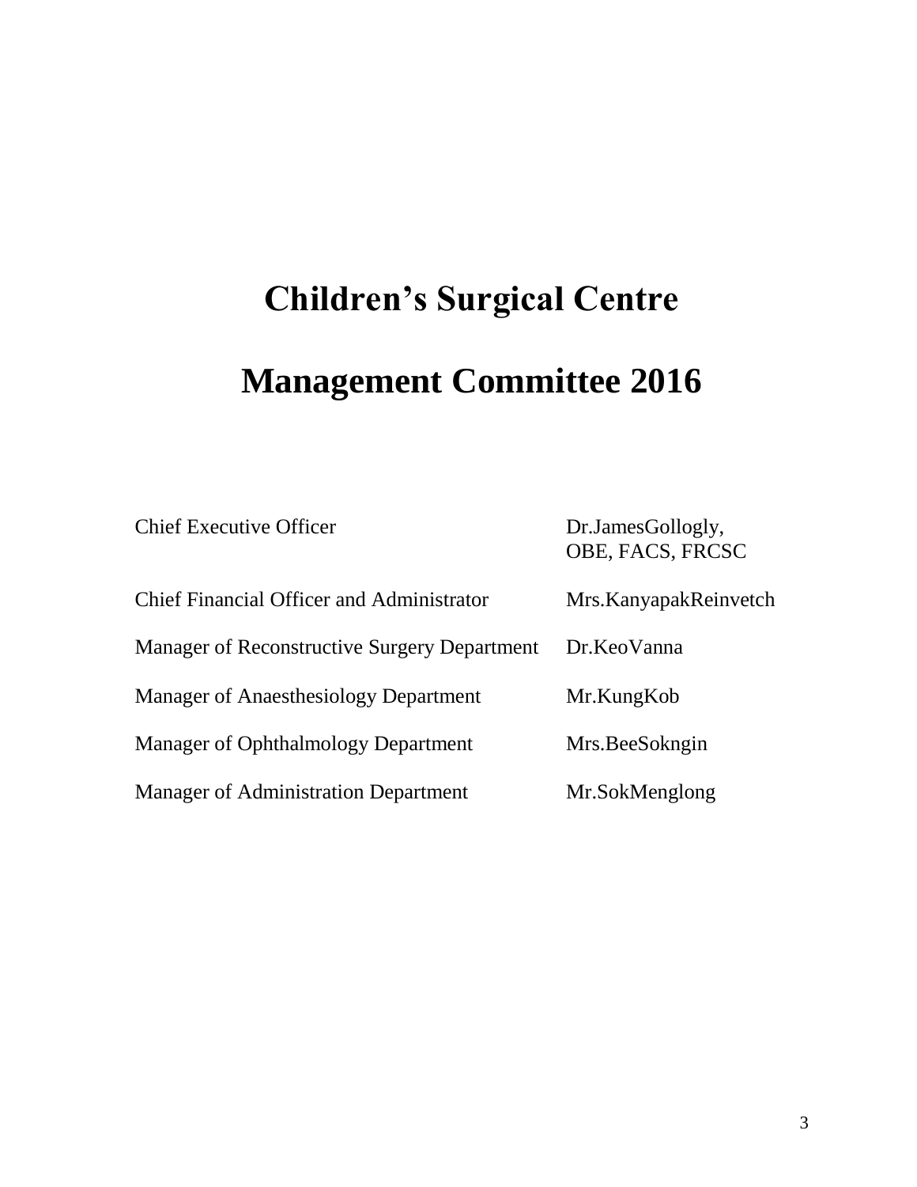# Children's Surgical Centre

# Management Committee 2016

| | |
|---|---|
| Chief Executive Officer | Dr.JamesGollogly, OBE, FACS, FRCSC |
| Chief Financial Officer and Administrator | Mrs.KanyapakReinvetch |
| Manager of Reconstructive Surgery Department | Dr.KeoVanna |
| Manager of Anaesthesiology Department | Mr.KungKob |
| Manager of Ophthalmology Department | Mrs.BeeSokngin |
| Manager of Administration Department | Mr.SokMenglong |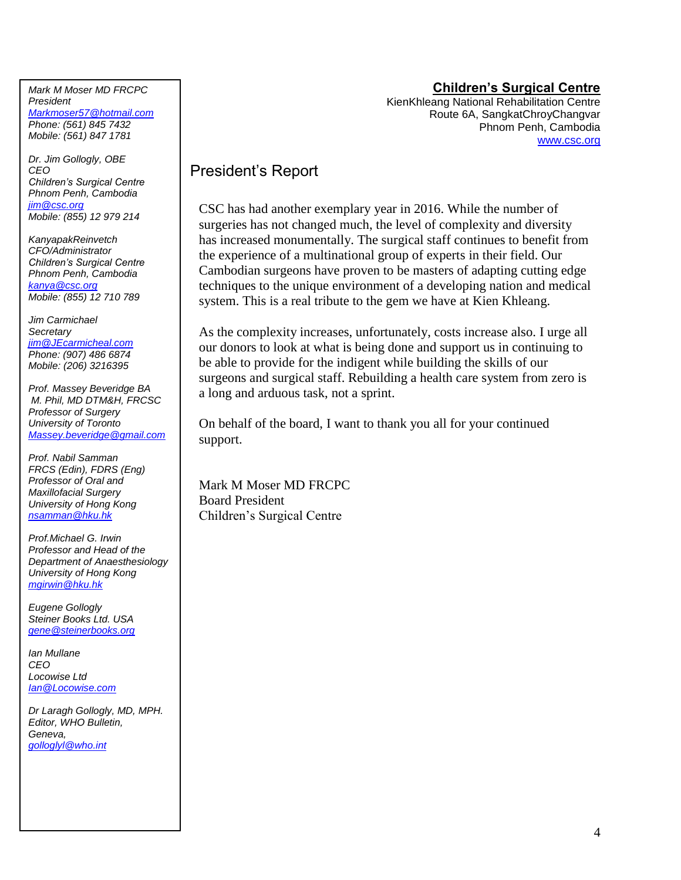**Children's Surgical Centre**
KienKhleang National Rehabilitation Centre
Route 6A, SangkatChroyChangvar
Phnom Penh, Cambodia
www.csc.org

*Mark M Moser MD FRCPC*
*President*
*Markmoser57@hotmail.com*
*Phone: (561) 845 7432*
*Mobile: (561) 847 1781*

*Dr. Jim Gollogly, OBE*
*CEO*
*Children's Surgical Centre*
*Phnom Penh, Cambodia*
*jim@csc.org*
*Mobile: (855) 12 979 214*

*KanyapakReinvetch*
*CFO/Administrator*
*Children's Surgical Centre*
*Phnom Penh, Cambodia*
*kanya@csc.org*
*Mobile: (855) 12 710 789*

*Jim Carmichael*
*Secretary*
*jim@JEcarmicheal.com*
*Phone: (907) 486 6874*
*Mobile: (206) 3216395*

*Prof. Massey Beveridge BA*
*M. Phil, MD DTM&H, FRCSC*
*Professor of Surgery*
*University of Toronto*
*Massey.beveridge@gmail.com*

*Prof. Nabil Samman*
*FRCS (Edin), FDRS (Eng)*
*Professor of Oral and*
*Maxillofacial Surgery*
*University of Hong Kong*
*nsamman@hku.hk*

*Prof.Michael G. Irwin*
*Professor and Head of the*
*Department of Anaesthesiology*
*University of Hong Kong*
*mgirwin@hku.hk*

*Eugene Gollogly*
*Steiner Books Ltd. USA*
*gene@steinerbooks.org*

*Ian Mullane*
*CEO*
*Locowise Ltd*
*Ian@Locowise.com*

*Dr Laragh Gollogly, MD, MPH.*
*Editor, WHO Bulletin,*
*Geneva,*
*golloglyl@who.int*

# President's Report

CSC has had another exemplary year in 2016. While the number of surgeries has not changed much, the level of complexity and diversity has increased monumentally. The surgical staff continues to benefit from the experience of a multinational group of experts in their field. Our Cambodian surgeons have proven to be masters of adapting cutting edge techniques to the unique environment of a developing nation and medical system. This is a real tribute to the gem we have at Kien Khleang.

As the complexity increases, unfortunately, costs increase also. I urge all our donors to look at what is being done and support us in continuing to be able to provide for the indigent while building the skills of our surgeons and surgical staff. Rebuilding a health care system from zero is a long and arduous task, not a sprint.

On behalf of the board, I want to thank you all for your continued support.

Mark M Moser MD FRCPC
Board President
Children's Surgical Centre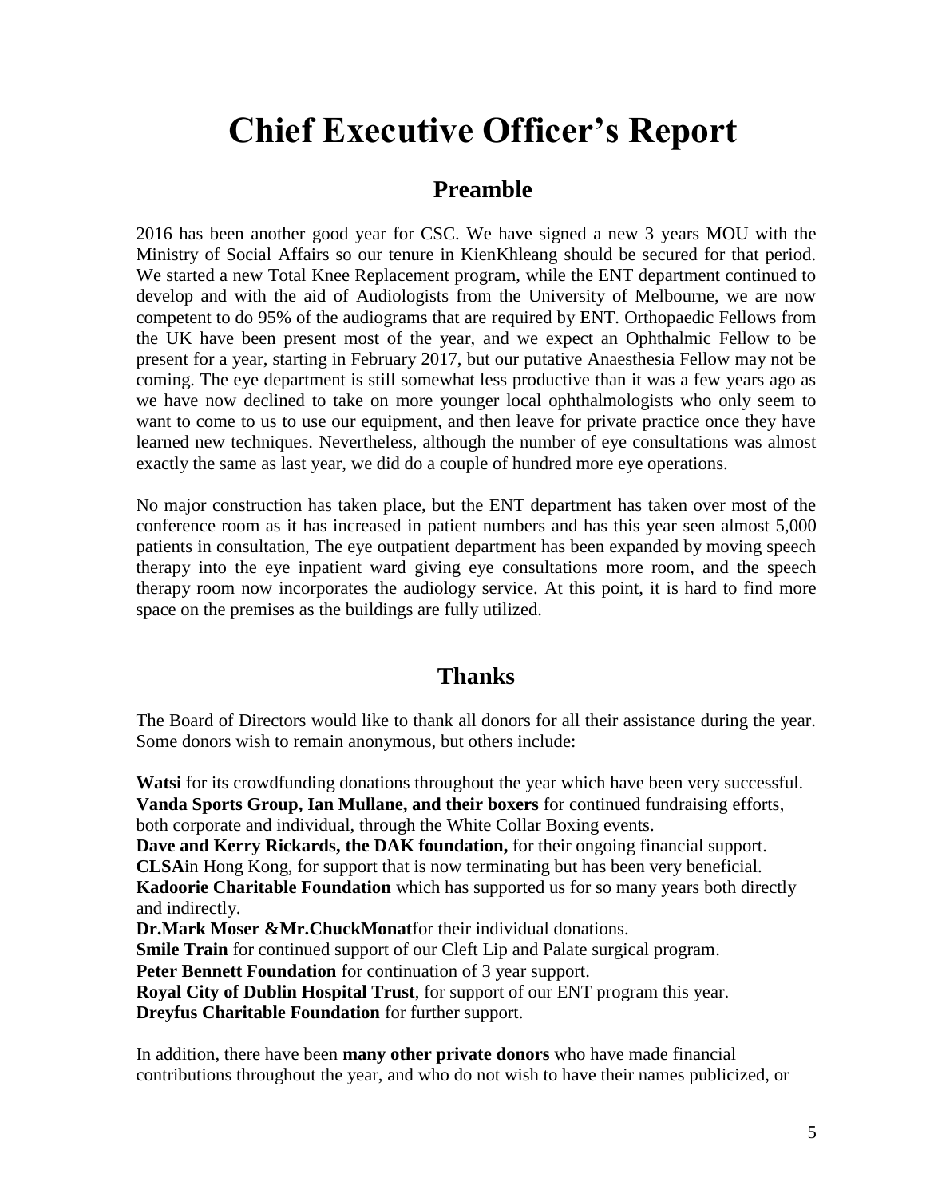# Chief Executive Officer's Report

## Preamble

2016 has been another good year for CSC. We have signed a new 3 years MOU with the Ministry of Social Affairs so our tenure in KienKhleang should be secured for that period. We started a new Total Knee Replacement program, while the ENT department continued to develop and with the aid of Audiologists from the University of Melbourne, we are now competent to do 95% of the audiograms that are required by ENT. Orthopaedic Fellows from the UK have been present most of the year, and we expect an Ophthalmic Fellow to be present for a year, starting in February 2017, but our putative Anaesthesia Fellow may not be coming. The eye department is still somewhat less productive than it was a few years ago as we have now declined to take on more younger local ophthalmologists who only seem to want to come to us to use our equipment, and then leave for private practice once they have learned new techniques. Nevertheless, although the number of eye consultations was almost exactly the same as last year, we did do a couple of hundred more eye operations.

No major construction has taken place, but the ENT department has taken over most of the conference room as it has increased in patient numbers and has this year seen almost 5,000 patients in consultation, The eye outpatient department has been expanded by moving speech therapy into the eye inpatient ward giving eye consultations more room, and the speech therapy room now incorporates the audiology service. At this point, it is hard to find more space on the premises as the buildings are fully utilized.

## Thanks

The Board of Directors would like to thank all donors for all their assistance during the year. Some donors wish to remain anonymous, but others include:

**Watsi** for its crowdfunding donations throughout the year which have been very successful.
**Vanda Sports Group, Ian Mullane, and their boxers** for continued fundraising efforts, both corporate and individual, through the White Collar Boxing events.
**Dave and Kerry Rickards, the DAK foundation,** for their ongoing financial support.
**CLSA**in Hong Kong, for support that is now terminating but has been very beneficial.
**Kadoorie Charitable Foundation** which has supported us for so many years both directly and indirectly.
**Dr.Mark Moser &Mr.ChuckMonat**for their individual donations.
**Smile Train** for continued support of our Cleft Lip and Palate surgical program.
**Peter Bennett Foundation** for continuation of 3 year support.
**Royal City of Dublin Hospital Trust**, for support of our ENT program this year.
**Dreyfus Charitable Foundation** for further support.

In addition, there have been **many other private donors** who have made financial contributions throughout the year, and who do not wish to have their names publicized, or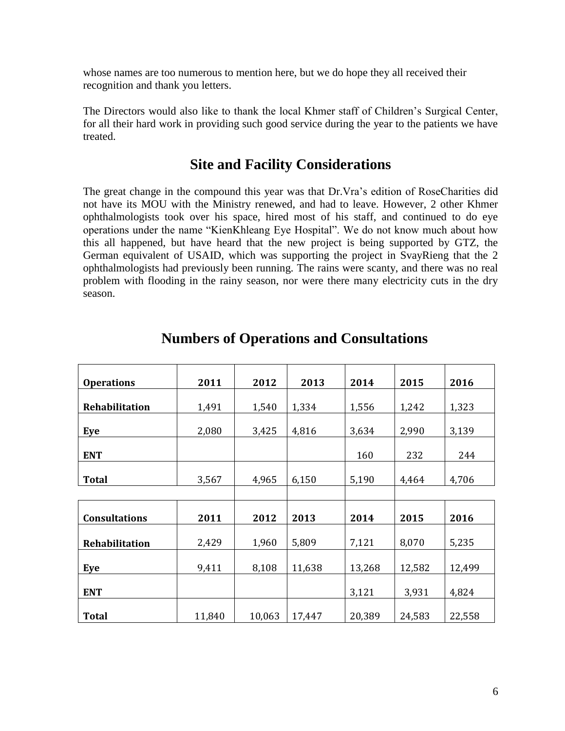whose names are too numerous to mention here, but we do hope they all received their recognition and thank you letters.

The Directors would also like to thank the local Khmer staff of Children's Surgical Center, for all their hard work in providing such good service during the year to the patients we have treated.

## Site and Facility Considerations

The great change in the compound this year was that Dr.Vra's edition of RoseCharities did not have its MOU with the Ministry renewed, and had to leave. However, 2 other Khmer ophthalmologists took over his space, hired most of his staff, and continued to do eye operations under the name "KienKhleang Eye Hospital". We do not know much about how this all happened, but have heard that the new project is being supported by GTZ, the German equivalent of USAID, which was supporting the project in SvayRieng that the 2 ophthalmologists had previously been running. The rains were scanty, and there was no real problem with flooding in the rainy season, nor were there many electricity cuts in the dry season.

## Numbers of Operations and Consultations

| **Operations** | **2011** | **2012** | **2013** | **2014** | **2015** | **2016** |
|---|---|---|---|---|---|---|
| **Rehabilitation** | 1,491 | 1,540 | 1,334 | 1,556 | 1,242 | 1,323 |
| **Eye** | 2,080 | 3,425 | 4,816 | 3,634 | 2,990 | 3,139 |
| **ENT** | | | | 160 | 232 | 244 |
| **Total** | 3,567 | 4,965 | 6,150 | 5,190 | 4,464 | 4,706 |

| **Consultations** | **2011** | **2012** | **2013** | **2014** | **2015** | **2016** |
|---|---|---|---|---|---|---|
| **Rehabilitation** | 2,429 | 1,960 | 5,809 | 7,121 | 8,070 | 5,235 |
| **Eye** | 9,411 | 8,108 | 11,638 | 13,268 | 12,582 | 12,499 |
| **ENT** | | | | 3,121 | 3,931 | 4,824 |
| **Total** | 11,840 | 10,063 | 17,447 | 20,389 | 24,583 | 22,558 |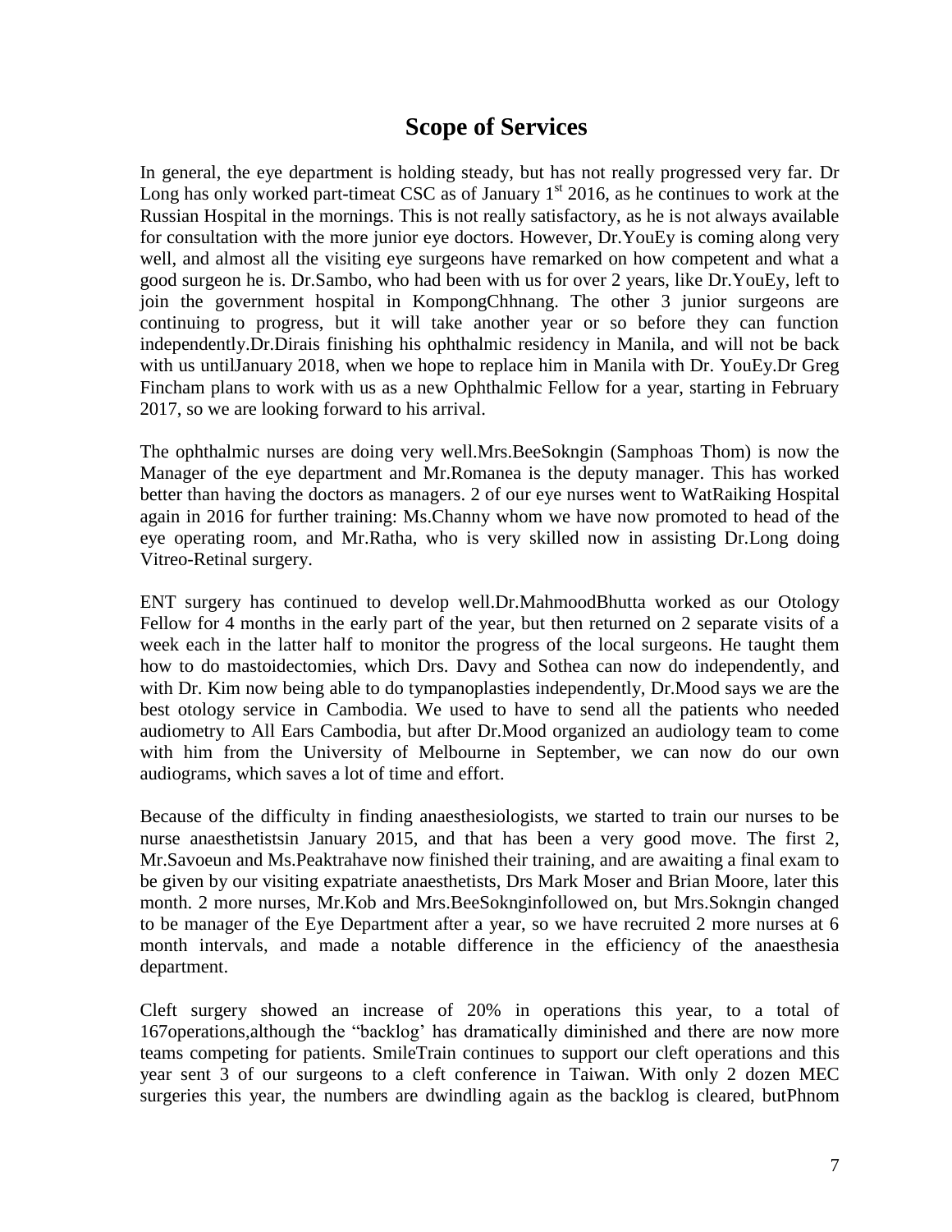## Scope of Services

In general, the eye department is holding steady, but has not really progressed very far. Dr Long has only worked part-timeat CSC as of January 1st 2016, as he continues to work at the Russian Hospital in the mornings. This is not really satisfactory, as he is not always available for consultation with the more junior eye doctors. However, Dr.YouEy is coming along very well, and almost all the visiting eye surgeons have remarked on how competent and what a good surgeon he is. Dr.Sambo, who had been with us for over 2 years, like Dr.YouEy, left to join the government hospital in KompongChhnang. The other 3 junior surgeons are continuing to progress, but it will take another year or so before they can function independently.Dr.Dirais finishing his ophthalmic residency in Manila, and will not be back with us untilJanuary 2018, when we hope to replace him in Manila with Dr. YouEy.Dr Greg Fincham plans to work with us as a new Ophthalmic Fellow for a year, starting in February 2017, so we are looking forward to his arrival.

The ophthalmic nurses are doing very well.Mrs.BeeSokngin (Samphoas Thom) is now the Manager of the eye department and Mr.Romanea is the deputy manager. This has worked better than having the doctors as managers. 2 of our eye nurses went to WatRaiking Hospital again in 2016 for further training: Ms.Channy whom we have now promoted to head of the eye operating room, and Mr.Ratha, who is very skilled now in assisting Dr.Long doing Vitreo-Retinal surgery.

ENT surgery has continued to develop well.Dr.MahmoodBhutta worked as our Otology Fellow for 4 months in the early part of the year, but then returned on 2 separate visits of a week each in the latter half to monitor the progress of the local surgeons. He taught them how to do mastoidectomies, which Drs. Davy and Sothea can now do independently, and with Dr. Kim now being able to do tympanoplasties independently, Dr.Mood says we are the best otology service in Cambodia. We used to have to send all the patients who needed audiometry to All Ears Cambodia, but after Dr.Mood organized an audiology team to come with him from the University of Melbourne in September, we can now do our own audiograms, which saves a lot of time and effort.

Because of the difficulty in finding anaesthesiologists, we started to train our nurses to be nurse anaesthetistsin January 2015, and that has been a very good move. The first 2, Mr.Savoeun and Ms.Peaktrahave now finished their training, and are awaiting a final exam to be given by our visiting expatriate anaesthetists, Drs Mark Moser and Brian Moore, later this month. 2 more nurses, Mr.Kob and Mrs.BeeSoknginfollowed on, but Mrs.Sokngin changed to be manager of the Eye Department after a year, so we have recruited 2 more nurses at 6 month intervals, and made a notable difference in the efficiency of the anaesthesia department.

Cleft surgery showed an increase of 20% in operations this year, to a total of 167operations,although the "backlog' has dramatically diminished and there are now more teams competing for patients. SmileTrain continues to support our cleft operations and this year sent 3 of our surgeons to a cleft conference in Taiwan. With only 2 dozen MEC surgeries this year, the numbers are dwindling again as the backlog is cleared, butPhnom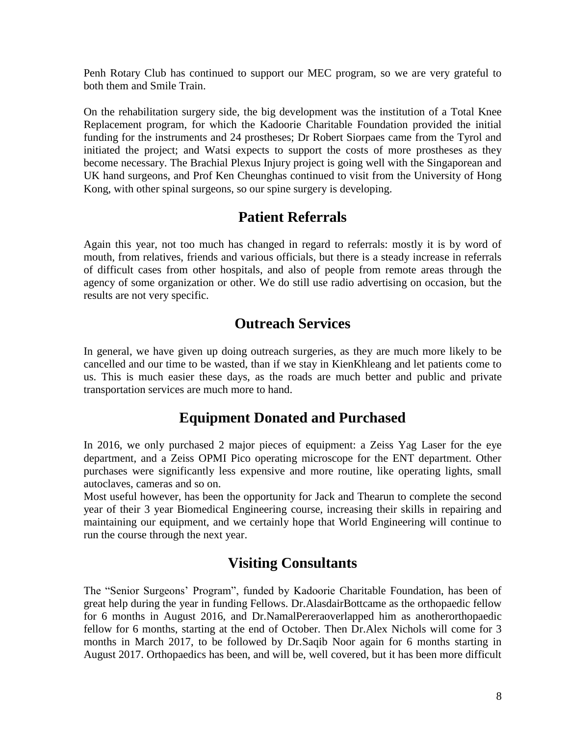Penh Rotary Club has continued to support our MEC program, so we are very grateful to both them and Smile Train.

On the rehabilitation surgery side, the big development was the institution of a Total Knee Replacement program, for which the Kadoorie Charitable Foundation provided the initial funding for the instruments and 24 prostheses; Dr Robert Siorpaes came from the Tyrol and initiated the project; and Watsi expects to support the costs of more prostheses as they become necessary. The Brachial Plexus Injury project is going well with the Singaporean and UK hand surgeons, and Prof Ken Cheunghas continued to visit from the University of Hong Kong, with other spinal surgeons, so our spine surgery is developing.

## Patient Referrals

Again this year, not too much has changed in regard to referrals: mostly it is by word of mouth, from relatives, friends and various officials, but there is a steady increase in referrals of difficult cases from other hospitals, and also of people from remote areas through the agency of some organization or other. We do still use radio advertising on occasion, but the results are not very specific.

## Outreach Services

In general, we have given up doing outreach surgeries, as they are much more likely to be cancelled and our time to be wasted, than if we stay in KienKhleang and let patients come to us. This is much easier these days, as the roads are much better and public and private transportation services are much more to hand.

## Equipment Donated and Purchased

In 2016, we only purchased 2 major pieces of equipment: a Zeiss Yag Laser for the eye department, and a Zeiss OPMI Pico operating microscope for the ENT department. Other purchases were significantly less expensive and more routine, like operating lights, small autoclaves, cameras and so on.
Most useful however, has been the opportunity for Jack and Thearun to complete the second year of their 3 year Biomedical Engineering course, increasing their skills in repairing and maintaining our equipment, and we certainly hope that World Engineering will continue to run the course through the next year.

## Visiting Consultants

The "Senior Surgeons' Program", funded by Kadoorie Charitable Foundation, has been of great help during the year in funding Fellows. Dr.AlasdairBottcame as the orthopaedic fellow for 6 months in August 2016, and Dr.NamalPereraoverlapped him as anotherorthopaedic fellow for 6 months, starting at the end of October. Then Dr.Alex Nichols will come for 3 months in March 2017, to be followed by Dr.Saqib Noor again for 6 months starting in August 2017. Orthopaedics has been, and will be, well covered, but it has been more difficult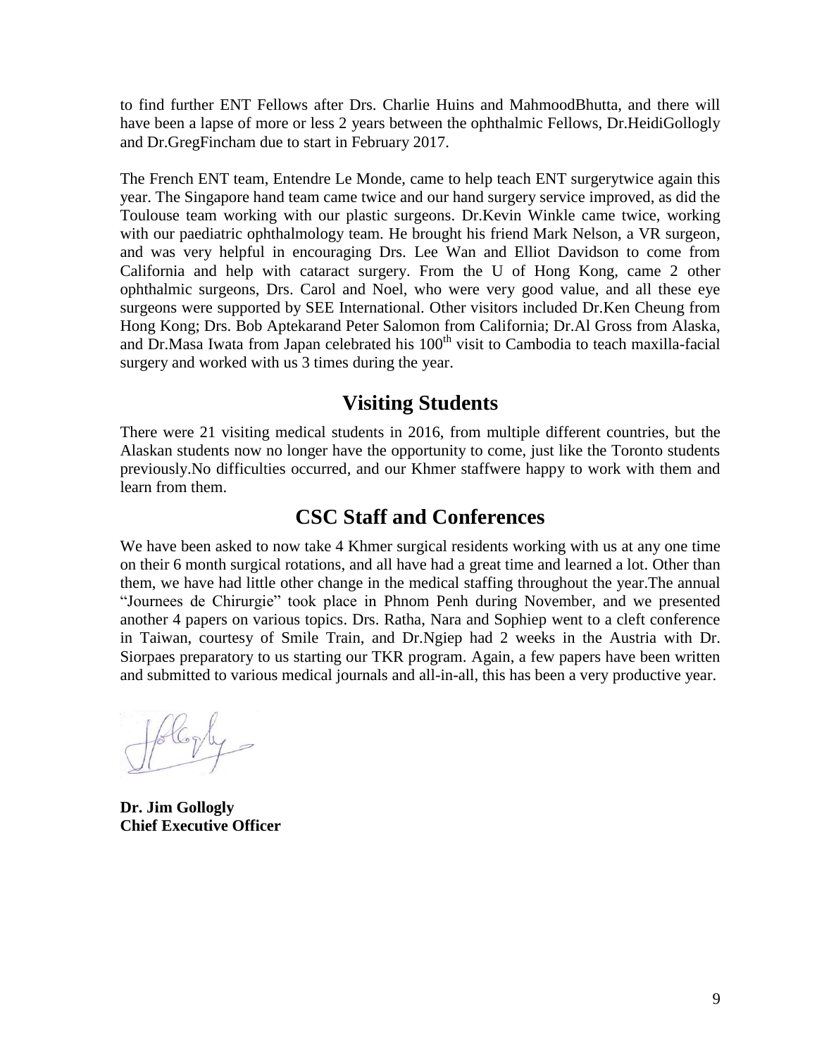to find further ENT Fellows after Drs. Charlie Huins and MahmoodBhutta, and there will have been a lapse of more or less 2 years between the ophthalmic Fellows, Dr.HeidiGollogly and Dr.GregFincham due to start in February 2017.

The French ENT team, Entendre Le Monde, came to help teach ENT surgerytwice again this year. The Singapore hand team came twice and our hand surgery service improved, as did the Toulouse team working with our plastic surgeons. Dr.Kevin Winkle came twice, working with our paediatric ophthalmology team. He brought his friend Mark Nelson, a VR surgeon, and was very helpful in encouraging Drs. Lee Wan and Elliot Davidson to come from California and help with cataract surgery. From the U of Hong Kong, came 2 other ophthalmic surgeons, Drs. Carol and Noel, who were very good value, and all these eye surgeons were supported by SEE International. Other visitors included Dr.Ken Cheung from Hong Kong; Drs. Bob Aptekarand Peter Salomon from California; Dr.Al Gross from Alaska, and Dr.Masa Iwata from Japan celebrated his 100th visit to Cambodia to teach maxilla-facial surgery and worked with us 3 times during the year.

## Visiting Students

There were 21 visiting medical students in 2016, from multiple different countries, but the Alaskan students now no longer have the opportunity to come, just like the Toronto students previously.No difficulties occurred, and our Khmer staffwere happy to work with them and learn from them.

## CSC Staff and Conferences

We have been asked to now take 4 Khmer surgical residents working with us at any one time on their 6 month surgical rotations, and all have had a great time and learned a lot. Other than them, we have had little other change in the medical staffing throughout the year.The annual "Journees de Chirurgie" took place in Phnom Penh during November, and we presented another 4 papers on various topics. Drs. Ratha, Nara and Sophiep went to a cleft conference in Taiwan, courtesy of Smile Train, and Dr.Ngiep had 2 weeks in the Austria with Dr. Siorpaes preparatory to us starting our TKR program. Again, a few papers have been written and submitted to various medical journals and all-in-all, this has been a very productive year.

**Dr. Jim Gollogly**
**Chief Executive Officer**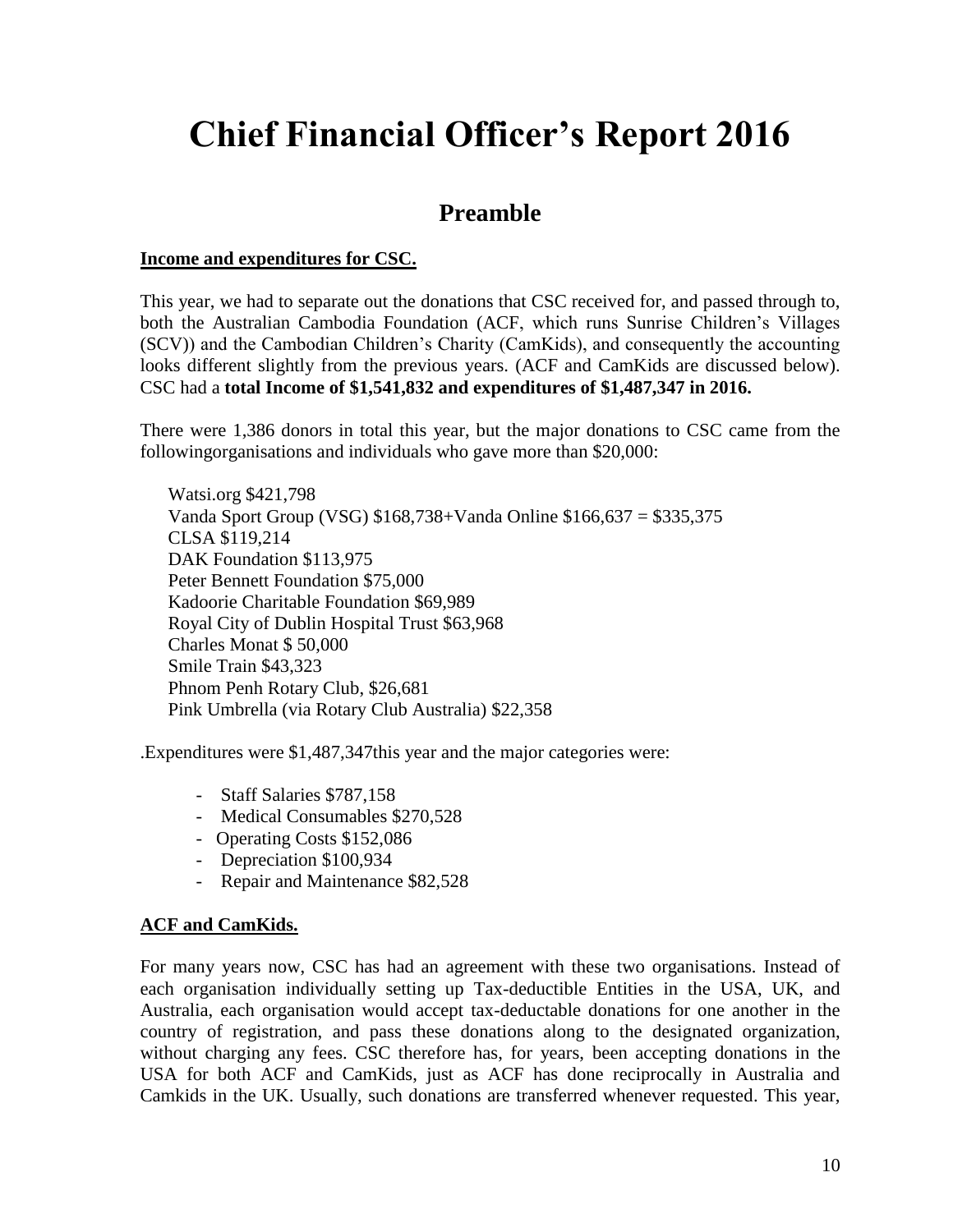# Chief Financial Officer's Report 2016

## Preamble

**Income and expenditures for CSC.**

This year, we had to separate out the donations that CSC received for, and passed through to, both the Australian Cambodia Foundation (ACF, which runs Sunrise Children's Villages (SCV)) and the Cambodian Children's Charity (CamKids), and consequently the accounting looks different slightly from the previous years. (ACF and CamKids are discussed below). CSC had a **total Income of $1,541,832 and expenditures of $1,487,347 in 2016.**

There were 1,386 donors in total this year, but the major donations to CSC came from the followingorganisations and individuals who gave more than $20,000:

Watsi.org $421,798
Vanda Sport Group (VSG) $168,738+Vanda Online $166,637 = $335,375
CLSA $119,214
DAK Foundation $113,975
Peter Bennett Foundation $75,000
Kadoorie Charitable Foundation $69,989
Royal City of Dublin Hospital Trust $63,968
Charles Monat $ 50,000
Smile Train $43,323
Phnom Penh Rotary Club, $26,681
Pink Umbrella (via Rotary Club Australia) $22,358

.Expenditures were $1,487,347this year and the major categories were:

- Staff Salaries $787,158
- Medical Consumables $270,528
- Operating Costs $152,086
- Depreciation $100,934
- Repair and Maintenance $82,528

**ACF and CamKids.**

For many years now, CSC has had an agreement with these two organisations. Instead of each organisation individually setting up Tax-deductible Entities in the USA, UK, and Australia, each organisation would accept tax-deductable donations for one another in the country of registration, and pass these donations along to the designated organization, without charging any fees. CSC therefore has, for years, been accepting donations in the USA for both ACF and CamKids, just as ACF has done reciprocally in Australia and Camkids in the UK. Usually, such donations are transferred whenever requested. This year,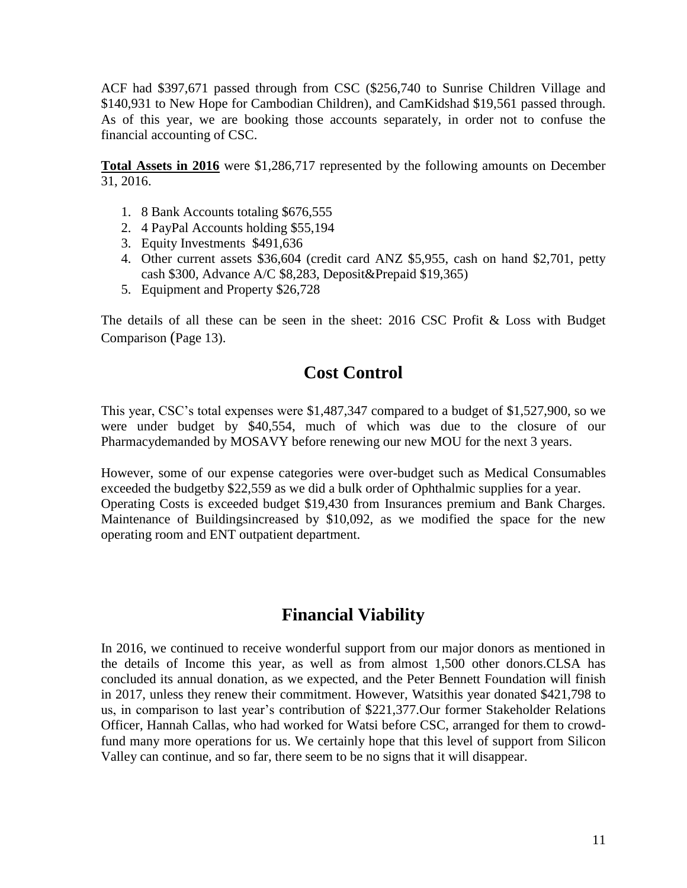ACF had $397,671 passed through from CSC ($256,740 to Sunrise Children Village and $140,931 to New Hope for Cambodian Children), and CamKidshad $19,561 passed through. As of this year, we are booking those accounts separately, in order not to confuse the financial accounting of CSC.

**Total Assets in 2016** were $1,286,717 represented by the following amounts on December 31, 2016.

1. 8 Bank Accounts totaling $676,555
2. 4 PayPal Accounts holding $55,194
3. Equity Investments $491,636
4. Other current assets $36,604 (credit card ANZ $5,955, cash on hand $2,701, petty cash $300, Advance A/C $8,283, Deposit&Prepaid $19,365)
5. Equipment and Property $26,728

The details of all these can be seen in the sheet: 2016 CSC Profit & Loss with Budget Comparison (Page 13).

## Cost Control

This year, CSC's total expenses were $1,487,347 compared to a budget of $1,527,900, so we were under budget by $40,554, much of which was due to the closure of our Pharmacydemanded by MOSAVY before renewing our new MOU for the next 3 years.

However, some of our expense categories were over-budget such as Medical Consumables exceeded the budgetby $22,559 as we did a bulk order of Ophthalmic supplies for a year. Operating Costs is exceeded budget $19,430 from Insurances premium and Bank Charges. Maintenance of Buildingsincreased by $10,092, as we modified the space for the new operating room and ENT outpatient department.

## Financial Viability

In 2016, we continued to receive wonderful support from our major donors as mentioned in the details of Income this year, as well as from almost 1,500 other donors.CLSA has concluded its annual donation, as we expected, and the Peter Bennett Foundation will finish in 2017, unless they renew their commitment. However, Watsithis year donated $421,798 to us, in comparison to last year's contribution of $221,377.Our former Stakeholder Relations Officer, Hannah Callas, who had worked for Watsi before CSC, arranged for them to crowd-fund many more operations for us. We certainly hope that this level of support from Silicon Valley can continue, and so far, there seem to be no signs that it will disappear.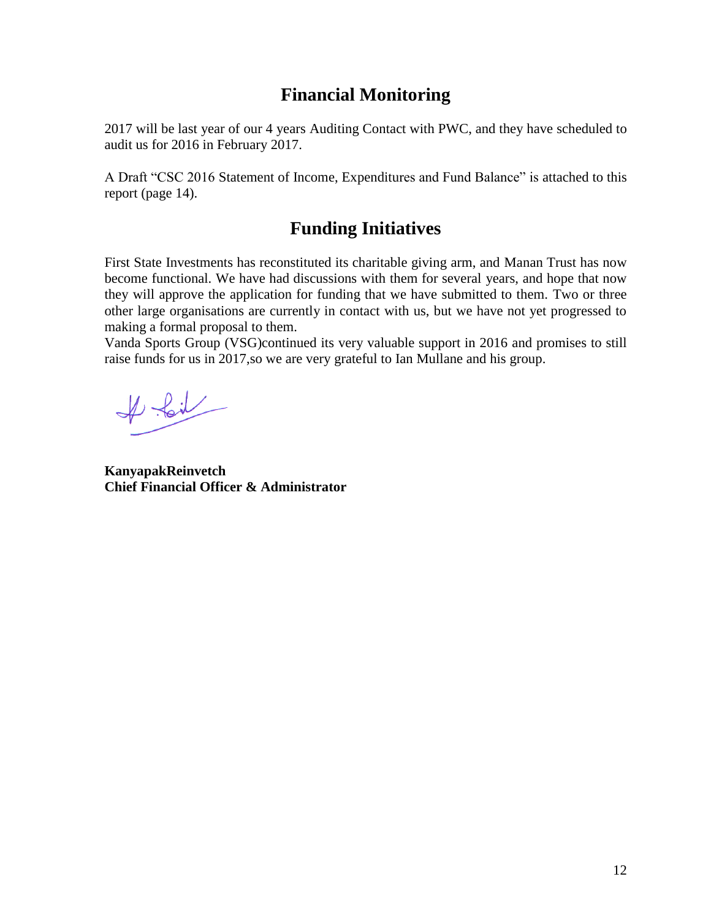## Financial Monitoring

2017 will be last year of our 4 years Auditing Contact with PWC, and they have scheduled to audit us for 2016 in February 2017.

A Draft "CSC 2016 Statement of Income, Expenditures and Fund Balance" is attached to this report (page 14).

## Funding Initiatives

First State Investments has reconstituted its charitable giving arm, and Manan Trust has now become functional. We have had discussions with them for several years, and hope that now they will approve the application for funding that we have submitted to them. Two or three other large organisations are currently in contact with us, but we have not yet progressed to making a formal proposal to them.
Vanda Sports Group (VSG)continued its very valuable support in 2016 and promises to still raise funds for us in 2017,so we are very grateful to Ian Mullane and his group.

**KanyapakReinvetch**
**Chief Financial Officer & Administrator**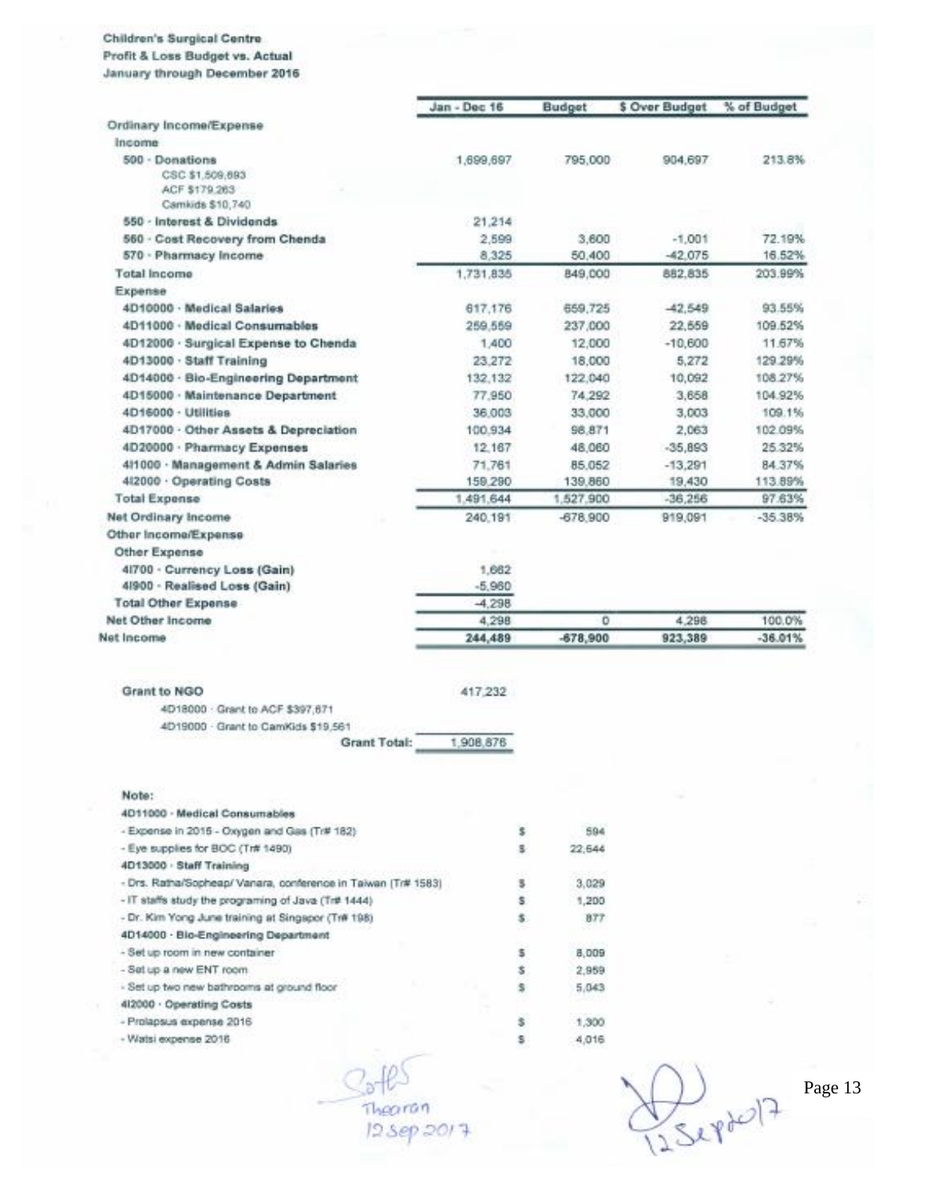**Children's Surgical Centre**
**Profit & Loss Budget vs. Actual**
**January through December 2016**

| | Jan - Dec 16 | Budget | $ Over Budget | % of Budget |
|---|---|---|---|---|
| **Ordinary Income/Expense** | | | | |
| **Income** | | | | |
| **500 · Donations** | 1,699,697 | 795,000 | 904,697 | 213.8% |
| CSC $1,509,693 | | | | |
| ACF $179,263 | | | | |
| Camkids $10,740 | | | | |
| **550 · Interest & Dividends** | 21,214 | | | |
| **560 · Cost Recovery from Chenda** | 2,599 | 3,600 | -1,001 | 72.19% |
| **570 · Pharmacy Income** | 8,325 | 50,400 | -42,075 | 16.52% |
| **Total Income** | 1,731,835 | 849,000 | 882,835 | 203.99% |
| **Expense** | | | | |
| **4D10000 · Medical Salaries** | 617,176 | 659,725 | -42,549 | 93.55% |
| **4D11000 · Medical Consumables** | 259,559 | 237,000 | 22,559 | 109.52% |
| **4D12000 · Surgical Expense to Chenda** | 1,400 | 12,000 | -10,600 | 11.67% |
| **4D13000 · Staff Training** | 23,272 | 18,000 | 5,272 | 129.29% |
| **4D14000 · Bio-Engineering Department** | 132,132 | 122,040 | 10,092 | 108.27% |
| **4D15000 · Maintenance Department** | 77,950 | 74,292 | 3,658 | 104.92% |
| **4D16000 · Utilities** | 36,003 | 33,000 | 3,003 | 109.1% |
| **4D17000 · Other Assets & Depreciation** | 100,934 | 98,871 | 2,063 | 102.09% |
| **4D20000 · Pharmacy Expenses** | 12,167 | 48,060 | -35,893 | 25.32% |
| **4I1000 · Management & Admin Salaries** | 71,761 | 85,052 | -13,291 | 84.37% |
| **4I2000 · Operating Costs** | 159,290 | 139,860 | 19,430 | 113.89% |
| **Total Expense** | 1,491,644 | 1,527,900 | -36,256 | 97.63% |
| **Net Ordinary Income** | 240,191 | -678,900 | 919,091 | -35.38% |
| **Other Income/Expense** | | | | |
| **Other Expense** | | | | |
| **4I700 · Currency Loss (Gain)** | 1,662 | | | |
| **4I900 · Realised Loss (Gain)** | -5,960 | | | |
| **Total Other Expense** | -4,298 | | | |
| **Net Other Income** | 4,298 | 0 | 4,298 | 100.0% |
| **Net Income** | **244,489** | **-678,900** | **923,389** | **-36.01%** |

| | |
|---|---|
| **Grant to NGO** | 417,232 |
| 4D18000 · Grant to ACF $397,671 | |
| 4D19000 · Grant to CamKids $19,561 | |
| **Grant Total:** | 1,908,876 |

**Note:**

| | | |
|---|---|---|
| **4D11000 · Medical Consumables** | | |
| - Expense in 2015 - Oxygen and Gas (Tr# 182) | $ | 594 |
| - Eye supplies for BOC (Tr# 1490) | $ | 22,644 |
| **4D13000 · Staff Training** | | |
| - Drs. Ratha/Sopheap/ Vanara, conference in Taiwan (Tr# 1583) | $ | 3,029 |
| - IT staffs study the programing of Java (Tr# 1444) | $ | 1,200 |
| - Dr. Kim Yong June training at Singapor (Tr# 198) | $ | 877 |
| **4D14000 · Bio-Engineering Department** | | |
| - Set up room in new container | $ | 8,009 |
| - Set up a new ENT room | $ | 2,959 |
| - Set up two new bathrooms at ground floor | $ | 5,043 |
| **4I2000 · Operating Costs** | | |
| - Prolapsus expense 2016 | $ | 1,300 |
| - Watsi expense 2016 | $ | 4,016 |

Thearon
12 Sep 2017

12 Sep 2017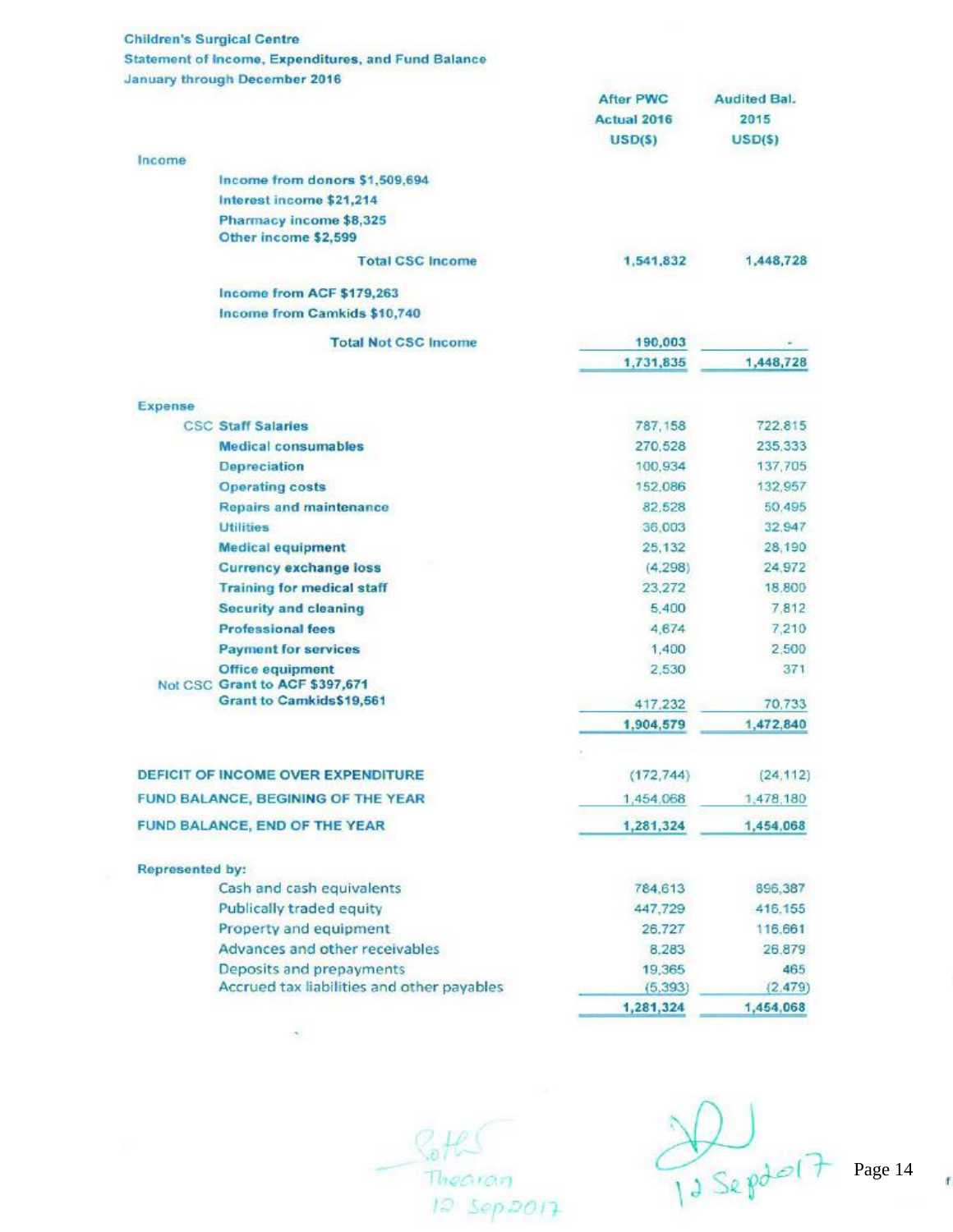**Children's Surgical Centre**
**Statement of Income, Expenditures, and Fund Balance**
**January through December 2016**

| | After PWC Actual 2016 USD($) | Audited Bal. 2015 USD($) |
|---|---|---|
| **Income** | | |
| Income from donors $1,509,694 | | |
| Interest income $21,214 | | |
| Pharmacy income $8,325 | | |
| Other income $2,599 | | |
| **Total CSC Income** | 1,541,832 | 1,448,728 |
| Income from ACF $179,263 | | |
| Income from Camkids $10,740 | | |
| **Total Not CSC Income** | 190,003 | - |
| | 1,731,835 | 1,448,728 |
| **Expense** | | |
| CSC Staff Salaries | 787,158 | 722,815 |
| Medical consumables | 270,528 | 235,333 |
| Depreciation | 100,934 | 137,705 |
| Operating costs | 152,086 | 132,957 |
| Repairs and maintenance | 82,528 | 50,495 |
| Utilities | 36,003 | 32,947 |
| Medical equipment | 25,132 | 28,190 |
| Currency exchange loss | (4,298) | 24,972 |
| Training for medical staff | 23,272 | 18,800 |
| Security and cleaning | 5,400 | 7,812 |
| Professional fees | 4,674 | 7,210 |
| Payment for services | 1,400 | 2,500 |
| Office equipment | 2,530 | 371 |
| Not CSC Grant to ACF $397,671 | | |
| Grant to Camkids$19,561 | 417,232 | 70,733 |
| | 1,904,579 | 1,472,840 |
| **DEFICIT OF INCOME OVER EXPENDITURE** | (172,744) | (24,112) |
| **FUND BALANCE, BEGINING OF THE YEAR** | 1,454,068 | 1,478,180 |
| **FUND BALANCE, END OF THE YEAR** | 1,281,324 | 1,454,068 |
| **Represented by:** | | |
| Cash and cash equivalents | 784,613 | 896,387 |
| Publically traded equity | 447,729 | 416,155 |
| Property and equipment | 26,727 | 116,661 |
| Advances and other receivables | 8,283 | 26,879 |
| Deposits and prepayments | 19,365 | 465 |
| Accrued tax liabilities and other payables | (5,393) | (2,479) |
| | 1,281,324 | 1,454,068 |

Theorian
12 Sep 2017

12 Sep 2017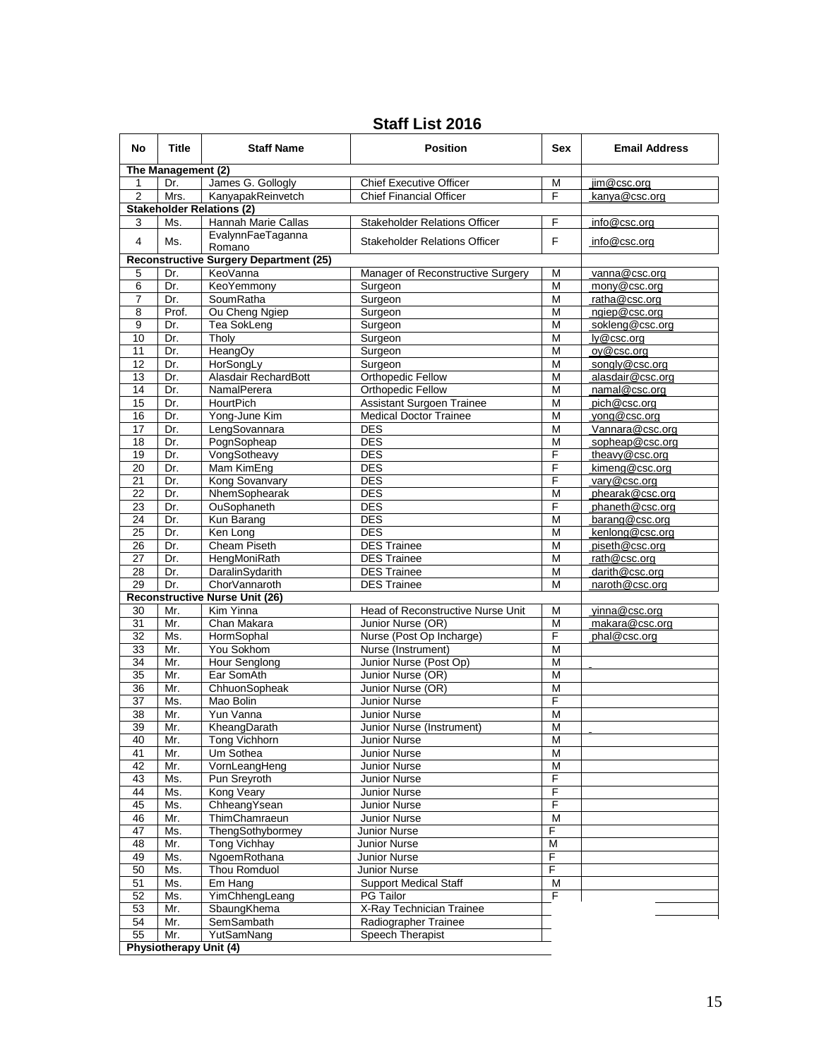## Staff List 2016

| No | Title | Staff Name | Position | Sex | Email Address |
|---|---|---|---|---|---|
| **The Management (2)** | | | | | |
| 1 | Dr. | James G. Gollogly | Chief Executive Officer | M | jim@csc.org |
| 2 | Mrs. | KanyapakReinvetch | Chief Financial Officer | F | kanya@csc.org |
| **Stakeholder Relations (2)** | | | | | |
| 3 | Ms. | Hannah Marie Callas | Stakeholder Relations Officer | F | info@csc.org |
| 4 | Ms. | EvalynnFaeTaganna Romano | Stakeholder Relations Officer | F | info@csc.org |
| **Reconstructive Surgery Department (25)** | | | | | |
| 5 | Dr. | KeoVanna | Manager of Reconstructive Surgery | M | vanna@csc.org |
| 6 | Dr. | KeoYemmony | Surgeon | M | mony@csc.org |
| 7 | Dr. | SoumRatha | Surgeon | M | ratha@csc.org |
| 8 | Prof. | Ou Cheng Ngiep | Surgeon | M | ngiep@csc.org |
| 9 | Dr. | Tea SokLeng | Surgeon | M | sokleng@csc.org |
| 10 | Dr. | Tholy | Surgeon | M | ly@csc.org |
| 11 | Dr. | HeangOy | Surgeon | M | oy@csc.org |
| 12 | Dr. | HorSongLy | Surgeon | M | songly@csc.org |
| 13 | Dr. | Alasdair RechardBott | Orthopedic Fellow | M | alasdair@csc.org |
| 14 | Dr. | NamalPerera | Orthopedic Fellow | M | namal@csc.org |
| 15 | Dr. | HourtPich | Assistant Surgoen Trainee | M | pich@csc.org |
| 16 | Dr. | Yong-June Kim | Medical Doctor Trainee | M | yong@csc.org |
| 17 | Dr. | LengSovannara | DES | M | Vannara@csc.org |
| 18 | Dr. | PognSopheap | DES | M | sopheap@csc.org |
| 19 | Dr. | VongSotheavy | DES | F | theavy@csc.org |
| 20 | Dr. | Mam KimEng | DES | F | kimeng@csc.org |
| 21 | Dr. | Kong Sovanvary | DES | F | vary@csc.org |
| 22 | Dr. | NhemSophearak | DES | M | phearak@csc.org |
| 23 | Dr. | OuSophaneth | DES | F | phaneth@csc.org |
| 24 | Dr. | Kun Barang | DES | M | barang@csc.org |
| 25 | Dr. | Ken Long | DES | M | kenlong@csc.org |
| 26 | Dr. | Cheam Piseth | DES Trainee | M | piseth@csc.org |
| 27 | Dr. | HengMoniRath | DES Trainee | M | rath@csc.org |
| 28 | Dr. | DaralinSydarith | DES Trainee | M | darith@csc.org |
| 29 | Dr. | ChorVannaroth | DES Trainee | M | naroth@csc.org |
| **Reconstructive Nurse Unit (26)** | | | | | |
| 30 | Mr. | Kim Yinna | Head of Reconstructive Nurse Unit | M | yinna@csc.org |
| 31 | Mr. | Chan Makara | Junior Nurse (OR) | M | makara@csc.org |
| 32 | Ms. | HormSophal | Nurse (Post Op Incharge) | F | phal@csc.org |
| 33 | Mr. | You Sokhom | Nurse (Instrument) | M | |
| 34 | Mr. | Hour Senglong | Junior Nurse (Post Op) | M | |
| 35 | Mr. | Ear SomAth | Junior Nurse (OR) | M | |
| 36 | Mr. | ChhuonSopheak | Junior Nurse (OR) | M | |
| 37 | Ms. | Mao Bolin | Junior Nurse | F | |
| 38 | Mr. | Yun Vanna | Junior Nurse | M | |
| 39 | Mr. | KheangDarath | Junior Nurse (Instrument) | M | |
| 40 | Mr. | Tong Vichhorn | Junior Nurse | M | |
| 41 | Mr. | Um Sothea | Junior Nurse | M | |
| 42 | Mr. | VornLeangHeng | Junior Nurse | M | |
| 43 | Ms. | Pun Sreyroth | Junior Nurse | F | |
| 44 | Ms. | Kong Veary | Junior Nurse | F | |
| 45 | Ms. | ChheangYsean | Junior Nurse | F | |
| 46 | Mr. | ThimChamraeun | Junior Nurse | M | |
| 47 | Ms. | ThengSothybormey | Junior Nurse | F | |
| 48 | Mr. | Tong Vichhay | Junior Nurse | M | |
| 49 | Ms. | NgoemRothana | Junior Nurse | F | |
| 50 | Ms. | Thou Romduol | Junior Nurse | F | |
| 51 | Ms. | Em Hang | Support Medical Staff | M | |
| 52 | Ms. | YimChhengLeang | PG Tailor | F | |
| 53 | Mr. | SbaungKhema | X-Ray Technician Trainee | | |
| 54 | Mr. | SemSambath | Radiographer Trainee | | |
| 55 | Mr. | YutSamNang | Speech Therapist | | |
| **Physiotherapy Unit (4)** | | | | | |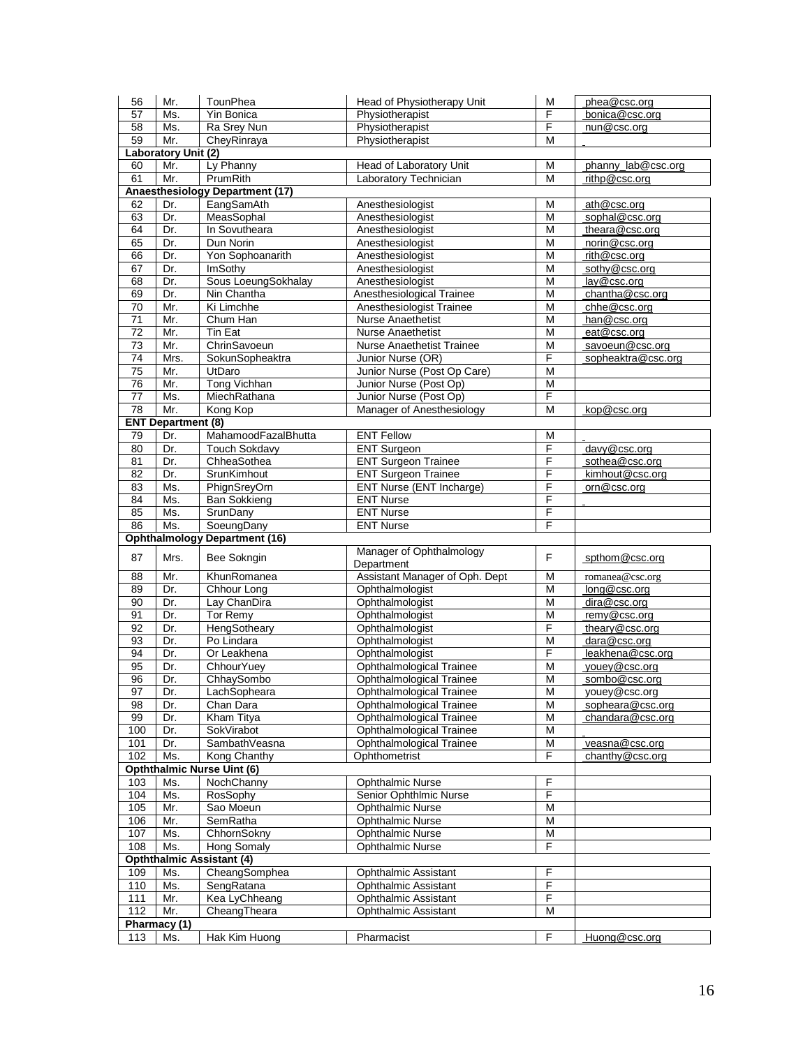| | | | | | |
|---|---|---|---|---|---|
| 56 | Mr. | TounPhea | Head of Physiotherapy Unit | M | phea@csc.org |
| 57 | Ms. | Yin Bonica | Physiotherapist | F | bonica@csc.org |
| 58 | Ms. | Ra Srey Nun | Physiotherapist | F | nun@csc.org |
| 59 | Mr. | CheyRinraya | Physiotherapist | M | |
| **Laboratory Unit (2)** | | | | | |
| 60 | Mr. | Ly Phanny | Head of Laboratory Unit | M | phanny_lab@csc.org |
| 61 | Mr. | PrumRith | Laboratory Technician | M | rithp@csc.org |
| **Anaesthesiology Department (17)** | | | | | |
| 62 | Dr. | EangSamAth | Anesthesiologist | M | ath@csc.org |
| 63 | Dr. | MeasSophal | Anesthesiologist | M | sophal@csc.org |
| 64 | Dr. | In Sovutheara | Anesthesiologist | M | theara@csc.org |
| 65 | Dr. | Dun Norin | Anesthesiologist | M | norin@csc.org |
| 66 | Dr. | Yon Sophoanarith | Anesthesiologist | M | rith@csc.org |
| 67 | Dr. | ImSothy | Anesthesiologist | M | sothy@csc.org |
| 68 | Dr. | Sous LoeungSokhalay | Anesthesiologist | M | lay@csc.org |
| 69 | Dr. | Nin Chantha | Anesthesiological Trainee | M | chantha@csc.org |
| 70 | Mr. | Ki Limchhe | Anesthesiologist Trainee | M | chhe@csc.org |
| 71 | Mr. | Chum Han | Nurse Anaethetist | M | han@csc.org |
| 72 | Mr. | Tin Eat | Nurse Anaethetist | M | eat@csc.org |
| 73 | Mr. | ChrinSavoeun | Nurse Anaethetist Trainee | M | savoeun@csc.org |
| 74 | Mrs. | SokunSopheaktra | Junior Nurse (OR) | F | sopheaktra@csc.org |
| 75 | Mr. | UtDaro | Junior Nurse (Post Op Care) | M | |
| 76 | Mr. | Tong Vichhan | Junior Nurse (Post Op) | M | |
| 77 | Ms. | MiechRathana | Junior Nurse (Post Op) | F | |
| 78 | Mr. | Kong Kop | Manager of Anesthesiology | M | kop@csc.org |
| **ENT Department (8)** | | | | | |
| 79 | Dr. | MahamoodFazalBhutta | ENT Fellow | M | |
| 80 | Dr. | Touch Sokdavy | ENT Surgeon | F | davy@csc.org |
| 81 | Dr. | ChheaSothea | ENT Surgeon Trainee | F | sothea@csc.org |
| 82 | Dr. | SrunKimhout | ENT Surgeon Trainee | F | kimhout@csc.org |
| 83 | Ms. | PhignSreyOrn | ENT Nurse (ENT Incharge) | F | orn@csc.org |
| 84 | Ms. | Ban Sokkieng | ENT Nurse | F | |
| 85 | Ms. | SrunDany | ENT Nurse | F | |
| 86 | Ms. | SoeungDany | ENT Nurse | F | |
| **Ophthalmology Department (16)** | | | | | |
| 87 | Mrs. | Bee Sokngin | Manager of Ophthalmology Department | F | spthom@csc.org |
| 88 | Mr. | KhunRomanea | Assistant Manager of Oph. Dept | M | romanea@csc.org |
| 89 | Dr. | Chhour Long | Ophthalmologist | M | long@csc.org |
| 90 | Dr. | Lay ChanDira | Ophthalmologist | M | dira@csc.org |
| 91 | Dr. | Tor Remy | Ophthalmologist | M | remy@csc.org |
| 92 | Dr. | HengSotheary | Ophthalmologist | F | theary@csc.org |
| 93 | Dr. | Po Lindara | Ophthalmologist | M | dara@csc.org |
| 94 | Dr. | Or Leakhena | Ophthalmologist | F | leakhena@csc.org |
| 95 | Dr. | ChhourYuey | Ophthalmological Trainee | M | youey@csc.org |
| 96 | Dr. | ChhaySombo | Ophthalmological Trainee | M | sombo@csc.org |
| 97 | Dr. | LachSopheara | Ophthalmological Trainee | M | youey@csc.org |
| 98 | Dr. | Chan Dara | Ophthalmological Trainee | M | sopheara@csc.org |
| 99 | Dr. | Kham Titya | Ophthalmological Trainee | M | chandara@csc.org |
| 100 | Dr. | SokVirabot | Ophthalmological Trainee | M | |
| 101 | Dr. | SambathVeasna | Ophthalmological Trainee | M | veasna@csc.org |
| 102 | Ms. | Kong Chanthy | Ophthometrist | F | chanthy@csc.org |
| **Opththalmic Nurse Uint (6)** | | | | | |
| 103 | Ms. | NochChanny | Ophthalmic Nurse | F | |
| 104 | Ms. | RosSophy | Senior Ophthlmic Nurse | F | |
| 105 | Mr. | Sao Moeun | Ophthalmic Nurse | M | |
| 106 | Mr. | SemRatha | Ophthalmic Nurse | M | |
| 107 | Ms. | ChhornSokny | Ophthalmic Nurse | M | |
| 108 | Ms. | Hong Somaly | Ophthalmic Nurse | F | |
| **Opththalmic Assistant (4)** | | | | | |
| 109 | Ms. | CheangSomphea | Ophthalmic Assistant | F | |
| 110 | Ms. | SengRatana | Ophthalmic Assistant | F | |
| 111 | Mr. | Kea LyChheang | Ophthalmic Assistant | F | |
| 112 | Mr. | CheangTheara | Ophthalmic Assistant | M | |
| **Pharmacy (1)** | | | | | |
| 113 | Ms. | Hak Kim Huong | Pharmacist | F | Huong@csc.org |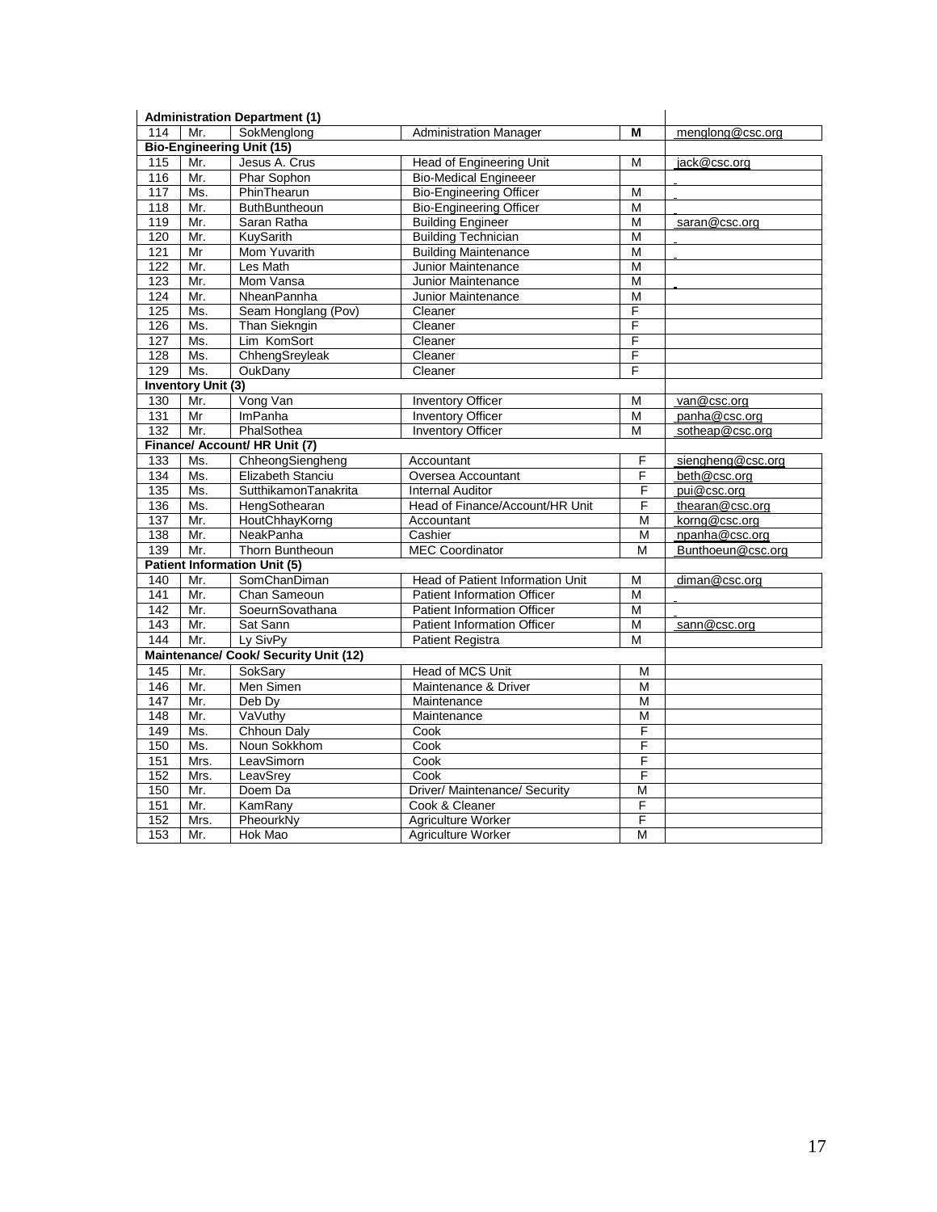| | | | | | |
|---|---|---|---|---|---|
| **Administration Department (1)** | | | | | |
| 114 | Mr. | SokMenglong | Administration Manager | **M** | menglong@csc.org |
| **Bio-Engineering Unit (15)** | | | | | |
| 115 | Mr. | Jesus A. Crus | Head of Engineering Unit | M | jack@csc.org |
| 116 | Mr. | Phar Sophon | Bio-Medical Engineeer | | |
| 117 | Ms. | PhinThearun | Bio-Engineering Officer | M | |
| 118 | Mr. | ButhBuntheoun | Bio-Engineering Officer | M | |
| 119 | Mr. | Saran Ratha | Building Engineer | M | saran@csc.org |
| 120 | Mr. | KuySarith | Building Technician | M | |
| 121 | Mr | Mom Yuvarith | Building Maintenance | M | |
| 122 | Mr. | Les Math | Junior Maintenance | M | |
| 123 | Mr. | Mom Vansa | Junior Maintenance | M | |
| 124 | Mr. | NheanPannha | Junior Maintenance | M | |
| 125 | Ms. | Seam Honglang (Pov) | Cleaner | F | |
| 126 | Ms. | Than Siekngin | Cleaner | F | |
| 127 | Ms. | Lim KomSort | Cleaner | F | |
| 128 | Ms. | ChhengSreyleak | Cleaner | F | |
| 129 | Ms. | OukDany | Cleaner | F | |
| **Inventory Unit (3)** | | | | | |
| 130 | Mr. | Vong Van | Inventory Officer | M | van@csc.org |
| 131 | Mr | ImPanha | Inventory Officer | M | panha@csc.org |
| 132 | Mr. | PhalSothea | Inventory Officer | M | sotheap@csc.org |
| **Finance/ Account/ HR Unit (7)** | | | | | |
| 133 | Ms. | ChheongSiengheng | Accountant | F | siengheng@csc.org |
| 134 | Ms. | Elizabeth Stanciu | Oversea Accountant | F | beth@csc.org |
| 135 | Ms. | SutthikamonTanakrita | Internal Auditor | F | pui@csc.org |
| 136 | Ms. | HengSothearan | Head of Finance/Account/HR Unit | F | thearan@csc.org |
| 137 | Mr. | HoutChhayKorng | Accountant | M | korng@csc.org |
| 138 | Mr. | NeakPanha | Cashier | M | npanha@csc.org |
| 139 | Mr. | Thorn Buntheoun | MEC Coordinator | M | Bunthoeun@csc.org |
| **Patient Information Unit (5)** | | | | | |
| 140 | Mr. | SomChanDiman | Head of Patient Information Unit | M | diman@csc.org |
| 141 | Mr. | Chan Sameoun | Patient Information Officer | M | |
| 142 | Mr. | SoeurnSovathana | Patient Information Officer | M | |
| 143 | Mr. | Sat Sann | Patient Information Officer | M | sann@csc.org |
| 144 | Mr. | Ly SivPy | Patient Registra | M | |
| **Maintenance/ Cook/ Security Unit (12)** | | | | | |
| 145 | Mr. | SokSary | Head of MCS Unit | M | |
| 146 | Mr. | Men Simen | Maintenance & Driver | M | |
| 147 | Mr. | Deb Dy | Maintenance | M | |
| 148 | Mr. | VaVuthy | Maintenance | M | |
| 149 | Ms. | Chhoun Daly | Cook | F | |
| 150 | Ms. | Noun Sokkhom | Cook | F | |
| 151 | Mrs. | LeavSimorn | Cook | F | |
| 152 | Mrs. | LeavSrey | Cook | F | |
| 150 | Mr. | Doem Da | Driver/ Maintenance/ Security | M | |
| 151 | Mr. | KamRany | Cook & Cleaner | F | |
| 152 | Mrs. | PheourkNy | Agriculture Worker | F | |
| 153 | Mr. | Hok Mao | Agriculture Worker | M | |